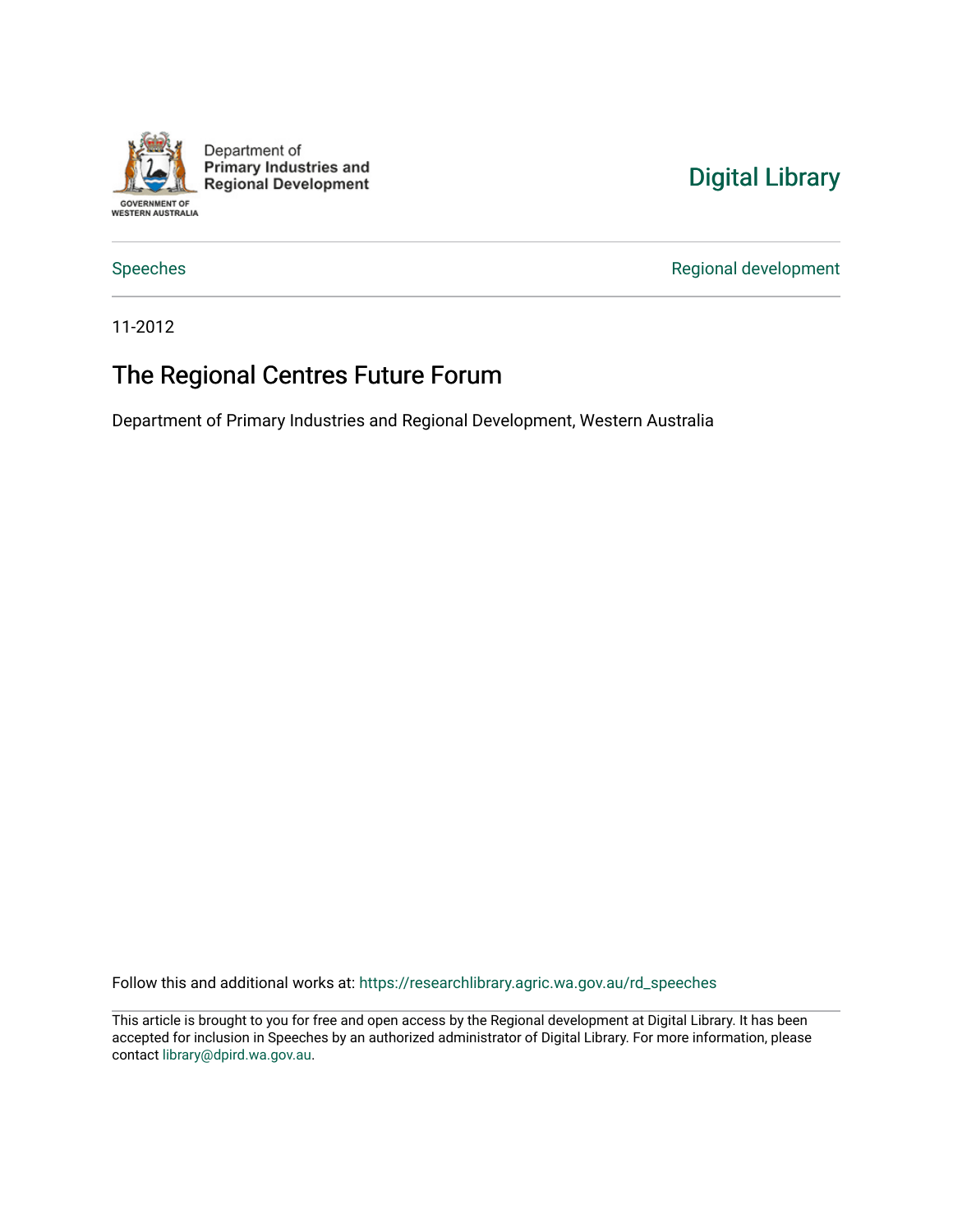Department of
**Primary Industries and Regional Development**

GOVERNMENT OF WESTERN AUSTRALIA

Digital Library

Speeches

Regional development

11-2012

# The Regional Centres Future Forum

Department of Primary Industries and Regional Development, Western Australia

Follow this and additional works at: https://researchlibrary.agric.wa.gov.au/rd_speeches

This article is brought to you for free and open access by the Regional development at Digital Library. It has been accepted for inclusion in Speeches by an authorized administrator of Digital Library. For more information, please contact library@dpird.wa.gov.au.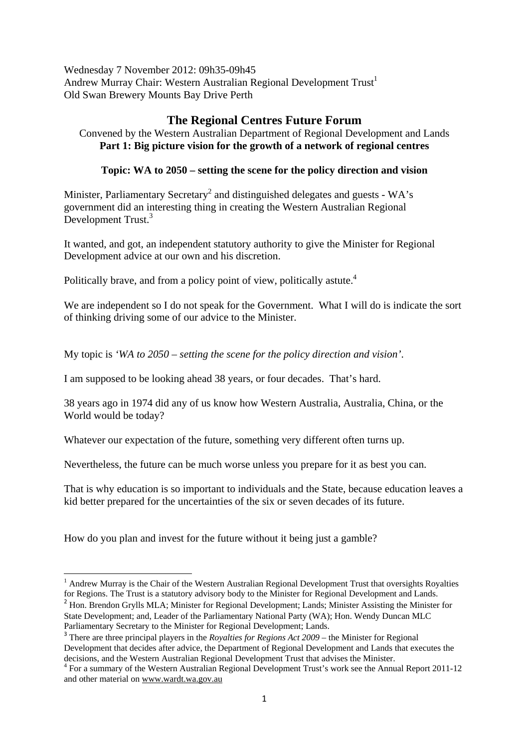Wednesday 7 November 2012: 09h35-09h45
Andrew Murray Chair: Western Australian Regional Development Trust[1]
Old Swan Brewery Mounts Bay Drive Perth

# The Regional Centres Future Forum

Convened by the Western Australian Department of Regional Development and Lands
**Part 1: Big picture vision for the growth of a network of regional centres**

### Topic: WA to 2050 – setting the scene for the policy direction and vision

Minister, Parliamentary Secretary[2] and distinguished delegates and guests - WA's government did an interesting thing in creating the Western Australian Regional Development Trust.[3]

It wanted, and got, an independent statutory authority to give the Minister for Regional Development advice at our own and his discretion.

Politically brave, and from a policy point of view, politically astute.[4]

We are independent so I do not speak for the Government. What I will do is indicate the sort of thinking driving some of our advice to the Minister.

My topic is *'WA to 2050 – setting the scene for the policy direction and vision'*.

I am supposed to be looking ahead 38 years, or four decades. That's hard.

38 years ago in 1974 did any of us know how Western Australia, Australia, China, or the World would be today?

Whatever our expectation of the future, something very different often turns up.

Nevertheless, the future can be much worse unless you prepare for it as best you can.

That is why education is so important to individuals and the State, because education leaves a kid better prepared for the uncertainties of the six or seven decades of its future.

How do you plan and invest for the future without it being just a gamble?

---

[1] Andrew Murray is the Chair of the Western Australian Regional Development Trust that oversights Royalties for Regions. The Trust is a statutory advisory body to the Minister for Regional Development and Lands.

[2] Hon. Brendon Grylls MLA; Minister for Regional Development; Lands; Minister Assisting the Minister for State Development; and, Leader of the Parliamentary National Party (WA); Hon. Wendy Duncan MLC Parliamentary Secretary to the Minister for Regional Development; Lands.

[3] There are three principal players in the *Royalties for Regions Act 2009* – the Minister for Regional Development that decides after advice, the Department of Regional Development and Lands that executes the decisions, and the Western Australian Regional Development Trust that advises the Minister.

[4] For a summary of the Western Australian Regional Development Trust's work see the Annual Report 2011-12 and other material on www.wardt.wa.gov.au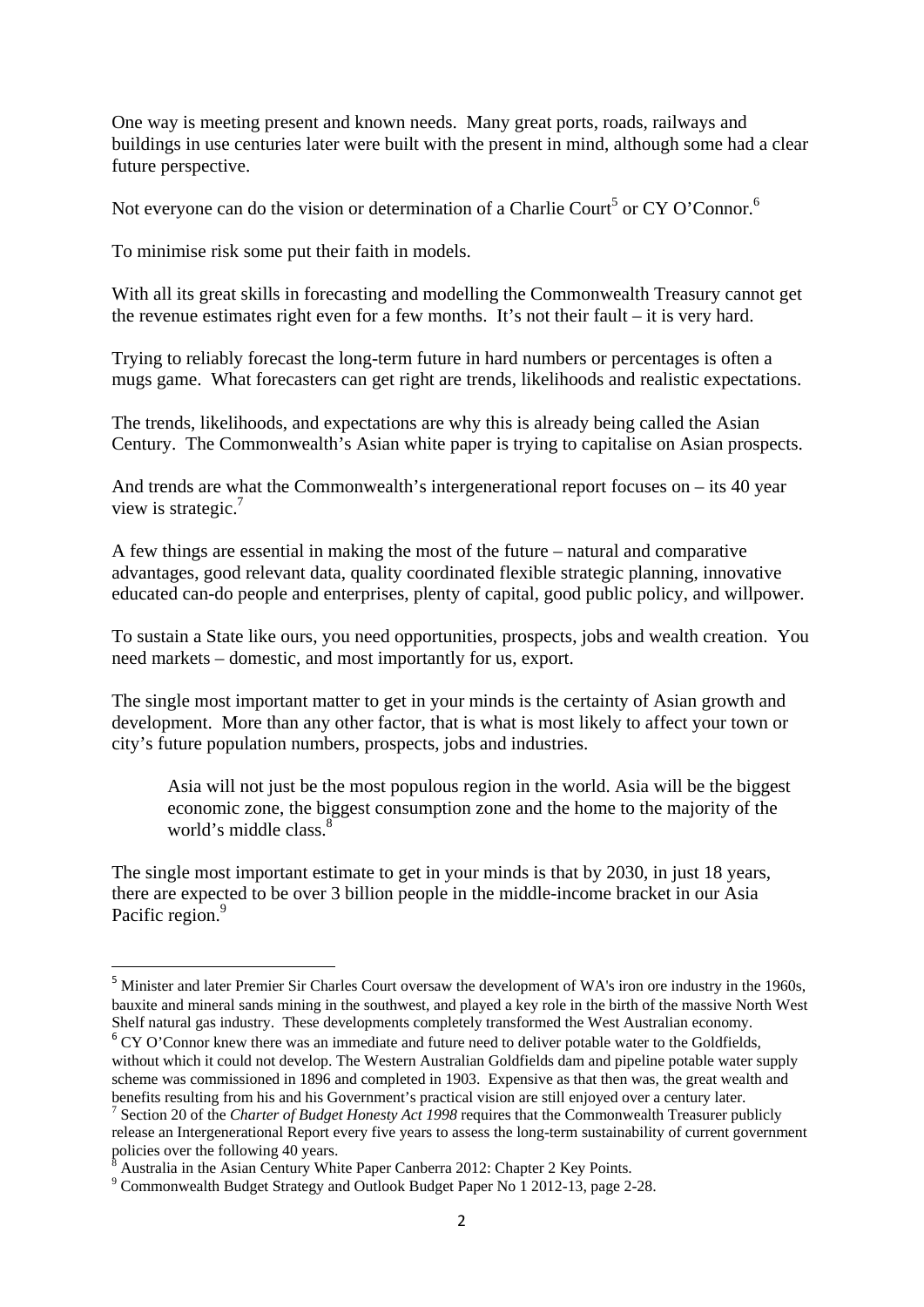One way is meeting present and known needs. Many great ports, roads, railways and buildings in use centuries later were built with the present in mind, although some had a clear future perspective.

Not everyone can do the vision or determination of a Charlie Court[5] or CY O'Connor.[6]

To minimise risk some put their faith in models.

With all its great skills in forecasting and modelling the Commonwealth Treasury cannot get the revenue estimates right even for a few months. It's not their fault – it is very hard.

Trying to reliably forecast the long-term future in hard numbers or percentages is often a mugs game. What forecasters can get right are trends, likelihoods and realistic expectations.

The trends, likelihoods, and expectations are why this is already being called the Asian Century. The Commonwealth's Asian white paper is trying to capitalise on Asian prospects.

And trends are what the Commonwealth's intergenerational report focuses on – its 40 year view is strategic.[7]

A few things are essential in making the most of the future – natural and comparative advantages, good relevant data, quality coordinated flexible strategic planning, innovative educated can-do people and enterprises, plenty of capital, good public policy, and willpower.

To sustain a State like ours, you need opportunities, prospects, jobs and wealth creation. You need markets – domestic, and most importantly for us, export.

The single most important matter to get in your minds is the certainty of Asian growth and development. More than any other factor, that is what is most likely to affect your town or city's future population numbers, prospects, jobs and industries.

> Asia will not just be the most populous region in the world. Asia will be the biggest economic zone, the biggest consumption zone and the home to the majority of the world's middle class.[8]

The single most important estimate to get in your minds is that by 2030, in just 18 years, there are expected to be over 3 billion people in the middle-income bracket in our Asia Pacific region.[9]

---

[5] Minister and later Premier Sir Charles Court oversaw the development of WA's iron ore industry in the 1960s, bauxite and mineral sands mining in the southwest, and played a key role in the birth of the massive North West Shelf natural gas industry. These developments completely transformed the West Australian economy.

[6] CY O'Connor knew there was an immediate and future need to deliver potable water to the Goldfields, without which it could not develop. The Western Australian Goldfields dam and pipeline potable water supply scheme was commissioned in 1896 and completed in 1903. Expensive as that then was, the great wealth and benefits resulting from his and his Government's practical vision are still enjoyed over a century later.

[7] Section 20 of the *Charter of Budget Honesty Act 1998* requires that the Commonwealth Treasurer publicly release an Intergenerational Report every five years to assess the long-term sustainability of current government policies over the following 40 years.

[8] Australia in the Asian Century White Paper Canberra 2012: Chapter 2 Key Points.

[9] Commonwealth Budget Strategy and Outlook Budget Paper No 1 2012-13, page 2-28.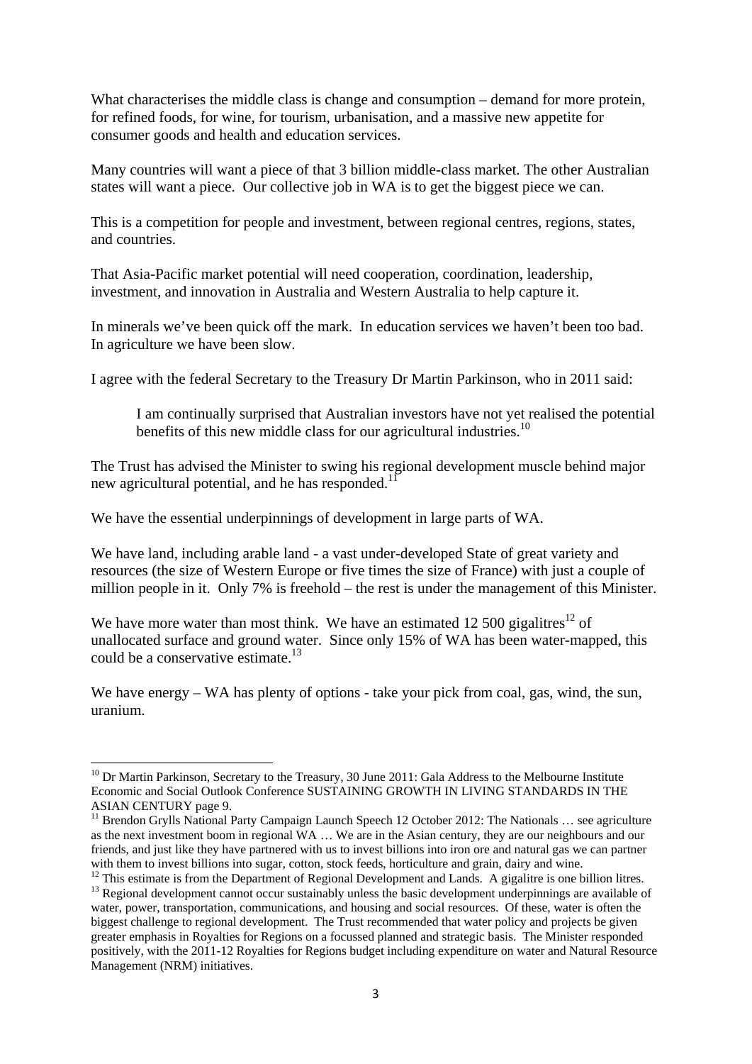What characterises the middle class is change and consumption – demand for more protein, for refined foods, for wine, for tourism, urbanisation, and a massive new appetite for consumer goods and health and education services.

Many countries will want a piece of that 3 billion middle-class market. The other Australian states will want a piece. Our collective job in WA is to get the biggest piece we can.

This is a competition for people and investment, between regional centres, regions, states, and countries.

That Asia-Pacific market potential will need cooperation, coordination, leadership, investment, and innovation in Australia and Western Australia to help capture it.

In minerals we've been quick off the mark. In education services we haven't been too bad. In agriculture we have been slow.

I agree with the federal Secretary to the Treasury Dr Martin Parkinson, who in 2011 said:

> I am continually surprised that Australian investors have not yet realised the potential benefits of this new middle class for our agricultural industries.[10]

The Trust has advised the Minister to swing his regional development muscle behind major new agricultural potential, and he has responded.[11]

We have the essential underpinnings of development in large parts of WA.

We have land, including arable land - a vast under-developed State of great variety and resources (the size of Western Europe or five times the size of France) with just a couple of million people in it. Only 7% is freehold – the rest is under the management of this Minister.

We have more water than most think. We have an estimated 12 500 gigalitres[12] of unallocated surface and ground water. Since only 15% of WA has been water-mapped, this could be a conservative estimate.[13]

We have energy – WA has plenty of options - take your pick from coal, gas, wind, the sun, uranium.

---

[10] Dr Martin Parkinson, Secretary to the Treasury, 30 June 2011: Gala Address to the Melbourne Institute Economic and Social Outlook Conference SUSTAINING GROWTH IN LIVING STANDARDS IN THE ASIAN CENTURY page 9.

[11] Brendon Grylls National Party Campaign Launch Speech 12 October 2012: The Nationals … see agriculture as the next investment boom in regional WA … We are in the Asian century, they are our neighbours and our friends, and just like they have partnered with us to invest billions into iron ore and natural gas we can partner with them to invest billions into sugar, cotton, stock feeds, horticulture and grain, dairy and wine.

[12] This estimate is from the Department of Regional Development and Lands. A gigalitre is one billion litres.

[13] Regional development cannot occur sustainably unless the basic development underpinnings are available of water, power, transportation, communications, and housing and social resources. Of these, water is often the biggest challenge to regional development. The Trust recommended that water policy and projects be given greater emphasis in Royalties for Regions on a focussed planned and strategic basis. The Minister responded positively, with the 2011-12 Royalties for Regions budget including expenditure on water and Natural Resource Management (NRM) initiatives.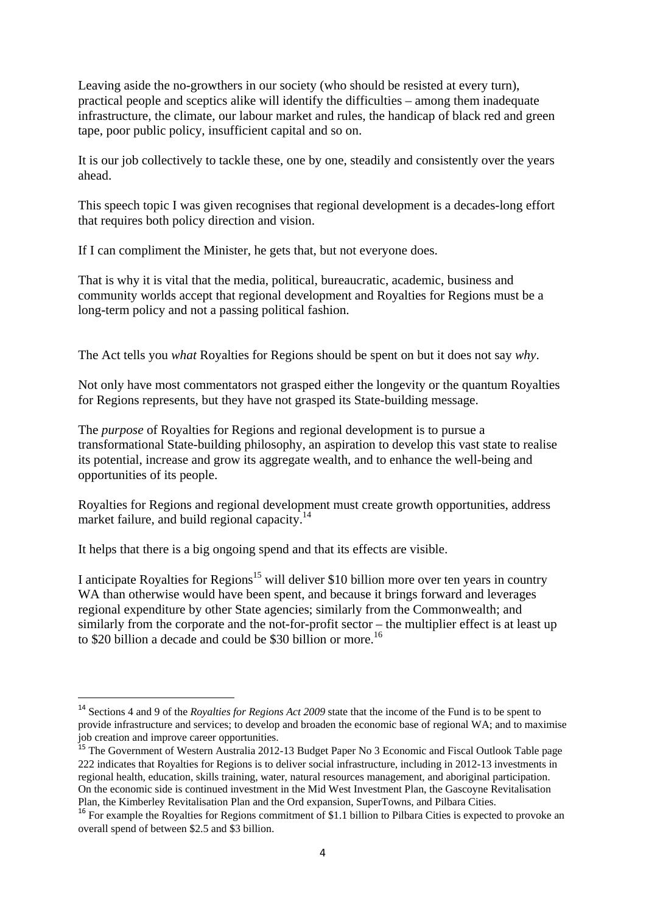Leaving aside the no-growthers in our society (who should be resisted at every turn), practical people and sceptics alike will identify the difficulties – among them inadequate infrastructure, the climate, our labour market and rules, the handicap of black red and green tape, poor public policy, insufficient capital and so on.

It is our job collectively to tackle these, one by one, steadily and consistently over the years ahead.

This speech topic I was given recognises that regional development is a decades-long effort that requires both policy direction and vision.

If I can compliment the Minister, he gets that, but not everyone does.

That is why it is vital that the media, political, bureaucratic, academic, business and community worlds accept that regional development and Royalties for Regions must be a long-term policy and not a passing political fashion.

The Act tells you *what* Royalties for Regions should be spent on but it does not say *why*.

Not only have most commentators not grasped either the longevity or the quantum Royalties for Regions represents, but they have not grasped its State-building message.

The *purpose* of Royalties for Regions and regional development is to pursue a transformational State-building philosophy, an aspiration to develop this vast state to realise its potential, increase and grow its aggregate wealth, and to enhance the well-being and opportunities of its people.

Royalties for Regions and regional development must create growth opportunities, address market failure, and build regional capacity.[14]

It helps that there is a big ongoing spend and that its effects are visible.

I anticipate Royalties for Regions[15] will deliver $10 billion more over ten years in country WA than otherwise would have been spent, and because it brings forward and leverages regional expenditure by other State agencies; similarly from the Commonwealth; and similarly from the corporate and the not-for-profit sector – the multiplier effect is at least up to $20 billion a decade and could be $30 billion or more.[16]

---

[14] Sections 4 and 9 of the *Royalties for Regions Act 2009* state that the income of the Fund is to be spent to provide infrastructure and services; to develop and broaden the economic base of regional WA; and to maximise job creation and improve career opportunities.

[15] The Government of Western Australia 2012-13 Budget Paper No 3 Economic and Fiscal Outlook Table page 222 indicates that Royalties for Regions is to deliver social infrastructure, including in 2012-13 investments in regional health, education, skills training, water, natural resources management, and aboriginal participation. On the economic side is continued investment in the Mid West Investment Plan, the Gascoyne Revitalisation Plan, the Kimberley Revitalisation Plan and the Ord expansion, SuperTowns, and Pilbara Cities.

[16] For example the Royalties for Regions commitment of $1.1 billion to Pilbara Cities is expected to provoke an overall spend of between $2.5 and $3 billion.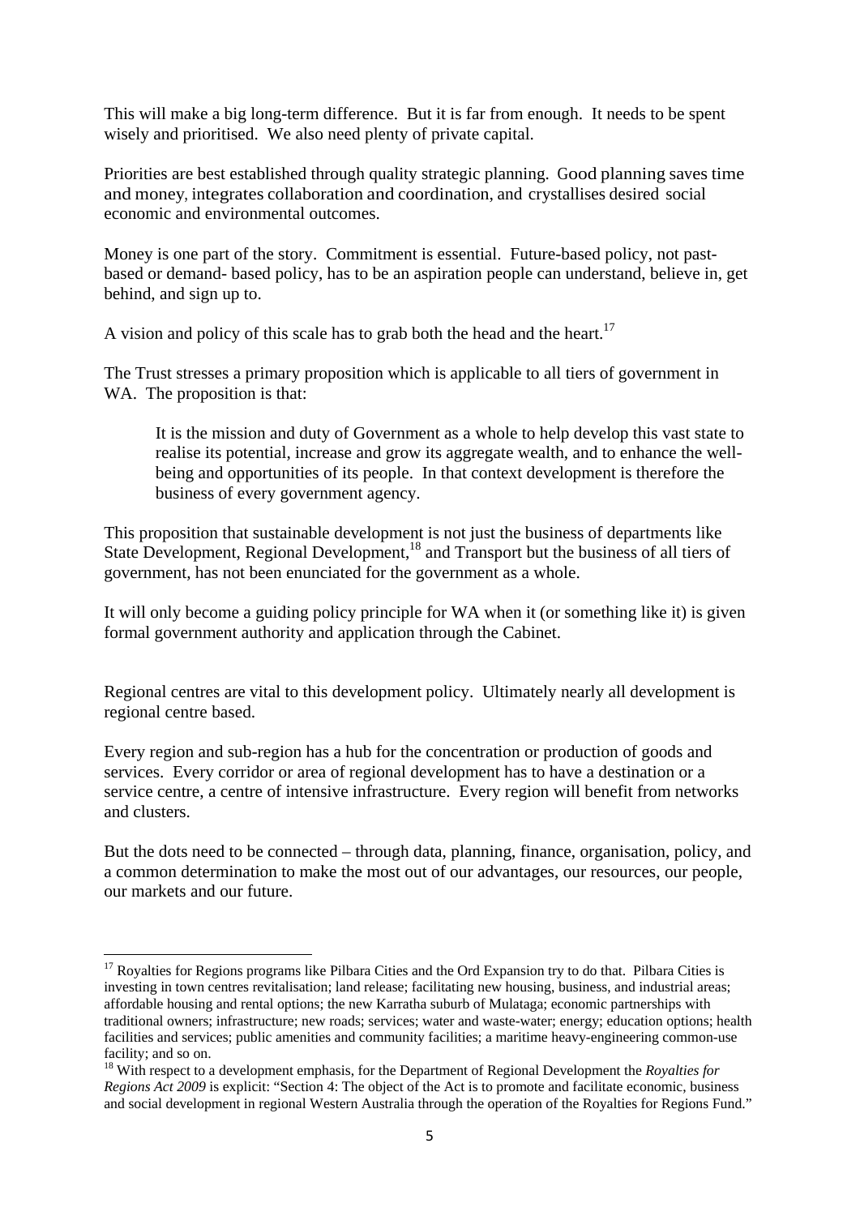This will make a big long-term difference. But it is far from enough. It needs to be spent wisely and prioritised. We also need plenty of private capital.

Priorities are best established through quality strategic planning. Good planning saves time and money, integrates collaboration and coordination, and crystallises desired social economic and environmental outcomes.

Money is one part of the story. Commitment is essential. Future-based policy, not past-based or demand- based policy, has to be an aspiration people can understand, believe in, get behind, and sign up to.

A vision and policy of this scale has to grab both the head and the heart.[17]

The Trust stresses a primary proposition which is applicable to all tiers of government in WA. The proposition is that:

> It is the mission and duty of Government as a whole to help develop this vast state to realise its potential, increase and grow its aggregate wealth, and to enhance the well-being and opportunities of its people. In that context development is therefore the business of every government agency.

This proposition that sustainable development is not just the business of departments like State Development, Regional Development,[18] and Transport but the business of all tiers of government, has not been enunciated for the government as a whole.

It will only become a guiding policy principle for WA when it (or something like it) is given formal government authority and application through the Cabinet.

Regional centres are vital to this development policy. Ultimately nearly all development is regional centre based.

Every region and sub-region has a hub for the concentration or production of goods and services. Every corridor or area of regional development has to have a destination or a service centre, a centre of intensive infrastructure. Every region will benefit from networks and clusters.

But the dots need to be connected – through data, planning, finance, organisation, policy, and a common determination to make the most out of our advantages, our resources, our people, our markets and our future.

---

[17] Royalties for Regions programs like Pilbara Cities and the Ord Expansion try to do that. Pilbara Cities is investing in town centres revitalisation; land release; facilitating new housing, business, and industrial areas; affordable housing and rental options; the new Karratha suburb of Mulataga; economic partnerships with traditional owners; infrastructure; new roads; services; water and waste-water; energy; education options; health facilities and services; public amenities and community facilities; a maritime heavy-engineering common-use facility; and so on.

[18] With respect to a development emphasis, for the Department of Regional Development the *Royalties for Regions Act 2009* is explicit: "Section 4: The object of the Act is to promote and facilitate economic, business and social development in regional Western Australia through the operation of the Royalties for Regions Fund."